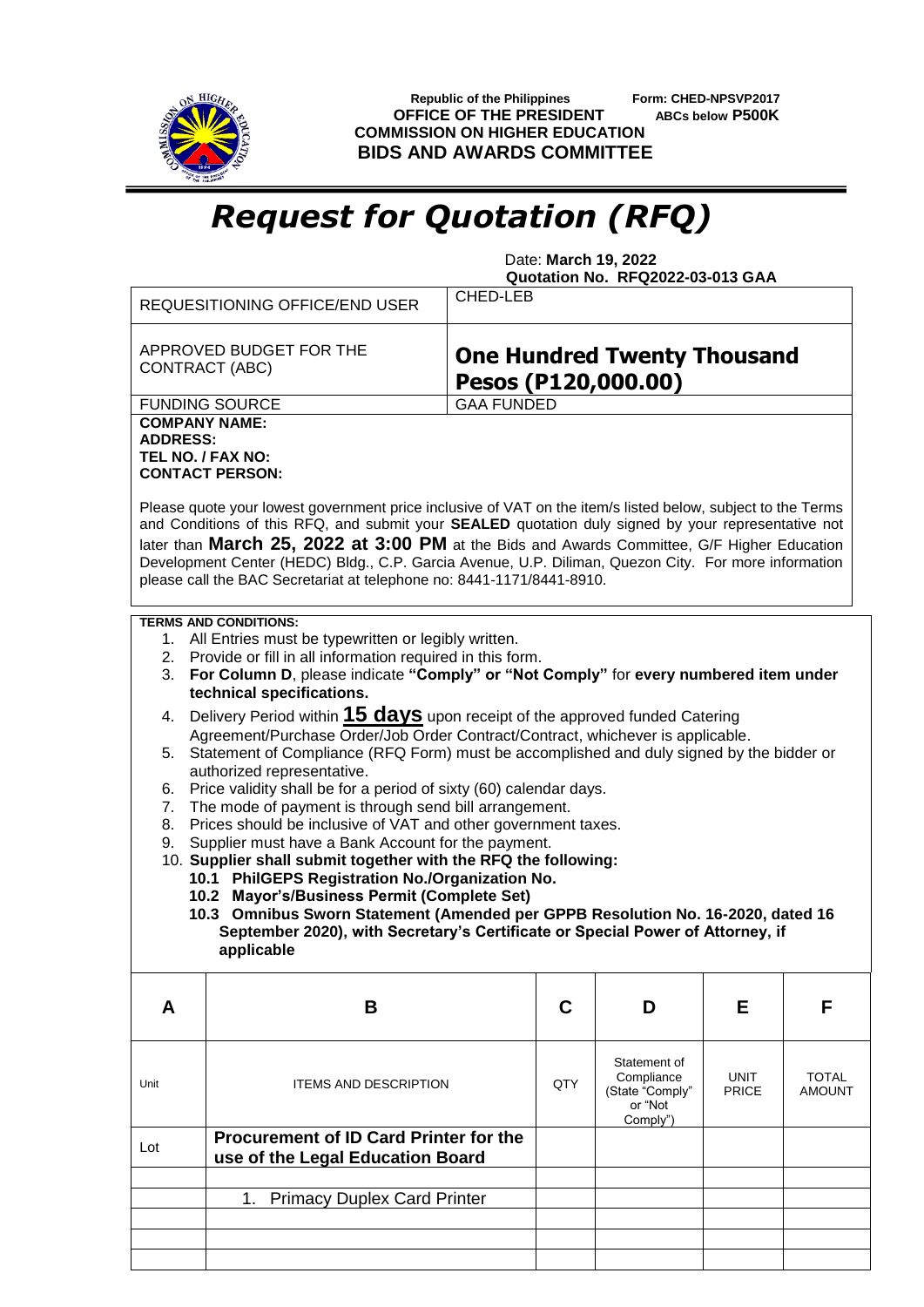Republic of the Philippines
**OFFICE OF THE PRESIDENT**
**COMMISSION ON HIGHER EDUCATION**
**BIDS AND AWARDS COMMITTEE**

Form: **CHED-NPSVP2017**
**ABCs below P500K**

# *Request for Quotation (RFQ)*

Date: **March 19, 2022**
**Quotation No. RFQ2022-03-013 GAA**

| | |
|---|---|
| REQUESITIONING OFFICE/END USER | CHED-LEB |
| APPROVED BUDGET FOR THE CONTRACT (ABC) | **One Hundred Twenty Thousand Pesos (P120,000.00)** |
| FUNDING SOURCE | GAA FUNDED |

**COMPANY NAME:**
**ADDRESS:**
**TEL NO. / FAX NO:**
**CONTACT PERSON:**

Please quote your lowest government price inclusive of VAT on the item/s listed below, subject to the Terms and Conditions of this RFQ, and submit your **SEALED** quotation duly signed by your representative not later than **March 25, 2022 at 3:00 PM** at the Bids and Awards Committee, G/F Higher Education Development Center (HEDC) Bldg., C.P. Garcia Avenue, U.P. Diliman, Quezon City. For more information please call the BAC Secretariat at telephone no: 8441-1171/8441-8910.

**TERMS AND CONDITIONS:**

1. All Entries must be typewritten or legibly written.
2. Provide or fill in all information required in this form.
3. **For Column D**, please indicate **"Comply" or "Not Comply"** for **every numbered item under technical specifications.**
4. Delivery Period within **15 days** upon receipt of the approved funded Catering Agreement/Purchase Order/Job Order Contract/Contract, whichever is applicable.
5. Statement of Compliance (RFQ Form) must be accomplished and duly signed by the bidder or authorized representative.
6. Price validity shall be for a period of sixty (60) calendar days.
7. The mode of payment is through send bill arrangement.
8. Prices should be inclusive of VAT and other government taxes.
9. Supplier must have a Bank Account for the payment.
10. **Supplier shall submit together with the RFQ the following:**
    - **10.1 PhilGEPS Registration No./Organization No.**
    - **10.2 Mayor's/Business Permit (Complete Set)**
    - **10.3 Omnibus Sworn Statement (Amended per GPPB Resolution No. 16-2020, dated 16 September 2020), with Secretary's Certificate or Special Power of Attorney, if applicable**

| A | B | C | D | E | F |
|---|---|---|---|---|---|
| Unit | ITEMS AND DESCRIPTION | QTY | Statement of Compliance (State "Comply" or "Not Comply") | UNIT PRICE | TOTAL AMOUNT |
| Lot | **Procurement of ID Card Printer for the use of the Legal Education Board** | | | | |
| | | | | | |
| | 1. Primacy Duplex Card Printer | | | | |
| | | | | | |
| | | | | | |
| | | | | | |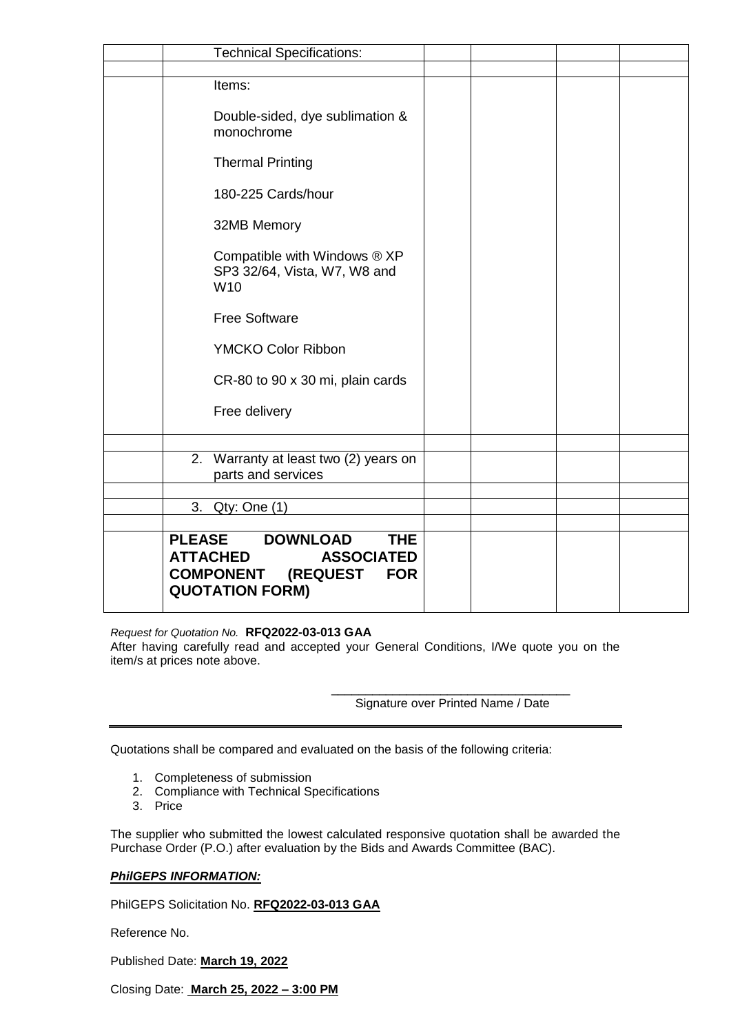| | | | | | |
|---|---|---|---|---|---|
| | Technical Specifications: | | | | |
| | | | | | |
| | Items:<br><br>Double-sided, dye sublimation & monochrome<br><br>Thermal Printing<br><br>180-225 Cards/hour<br><br>32MB Memory<br><br>Compatible with Windows ® XP SP3 32/64, Vista, W7, W8 and W10<br><br>Free Software<br><br>YMCKO Color Ribbon<br><br>CR-80 to 90 x 30 mi, plain cards<br><br>Free delivery | | | | |
| | | | | | |
| | 2. Warranty at least two (2) years on parts and services | | | | |
| | | | | | |
| | 3. Qty: One (1) | | | | |
| | | | | | |
| | **PLEASE DOWNLOAD THE ATTACHED ASSOCIATED COMPONENT (REQUEST FOR QUOTATION FORM)** | | | | |

*Request for Quotation No.* **RFQ2022-03-013 GAA**

After having carefully read and accepted your General Conditions, I/We quote you on the item/s at prices note above.

___________________________________
Signature over Printed Name / Date

---

Quotations shall be compared and evaluated on the basis of the following criteria:

1. Completeness of submission
2. Compliance with Technical Specifications
3. Price

The supplier who submitted the lowest calculated responsive quotation shall be awarded the Purchase Order (P.O.) after evaluation by the Bids and Awards Committee (BAC).

***PhilGEPS INFORMATION:***

PhilGEPS Solicitation No. **RFQ2022-03-013 GAA**

Reference No.

Published Date: **March 19, 2022**

Closing Date: **March 25, 2022 – 3:00 PM**